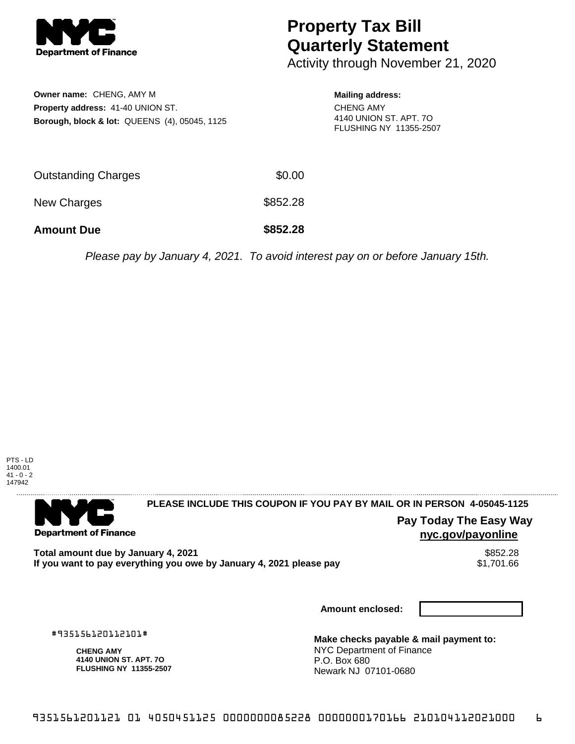# Property Tax Bill Quarterly Statement

Activity through November 21, 2020

**Owner name:** CHENG, AMY M
**Property address:** 41-40 UNION ST.
**Borough, block & lot:** QUEENS (4), 05045, 1125

**Mailing address:**
CHENG AMY
4140 UNION ST. APT. 7O
FLUSHING NY 11355-2507

| | |
|---|---|
| Outstanding Charges | $0.00 |
| New Charges | $852.28 |
| **Amount Due** | **$852.28** |

*Please pay by January 4, 2021. To avoid interest pay on or before January 15th.*

PTS - LD
1400.01
41 - 0 - 2
147942

**PLEASE INCLUDE THIS COUPON IF YOU PAY BY MAIL OR IN PERSON 4-05045-1125**

**Pay Today The Easy Way**
**nyc.gov/payonline**

| | |
|---|---|
| **Total amount due by January 4, 2021** | $852.28 |
| **If you want to pay everything you owe by January 4, 2021 please pay** | $1,701.66 |

**Amount enclosed:**

#935156120112101#

**CHENG AMY**
**4140 UNION ST. APT. 7O**
**FLUSHING NY 11355-2507**

**Make checks payable & mail payment to:**
NYC Department of Finance
P.O. Box 680
Newark NJ 07101-0680

9351561201121 01 4050451125 0000000085228 0000000170166 210104112021000 6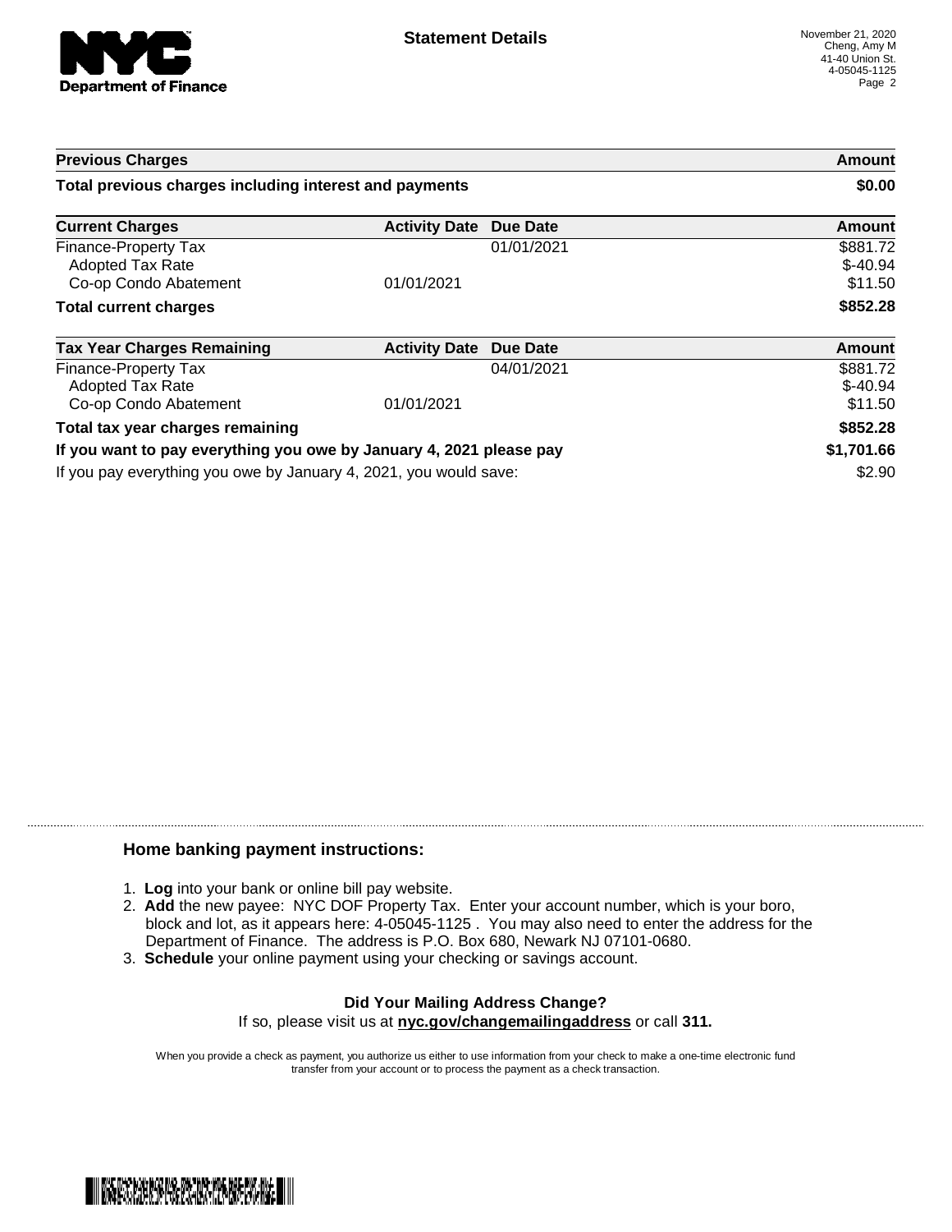**Statement Details**

November 21, 2020
Cheng, Amy M
41-40 Union St.
4-05045-1125

| Previous Charges | | | Amount |
|---|---|---|---|
| **Total previous charges including interest and payments** | | | **$0.00** |

| Current Charges | Activity Date | Due Date | Amount |
|---|---|---|---|
| Finance-Property Tax | | 01/01/2021 | $881.72 |
| Adopted Tax Rate | | | $-40.94 |
| Co-op Condo Abatement | 01/01/2021 | | $11.50 |
| **Total current charges** | | | **$852.28** |

| Tax Year Charges Remaining | Activity Date | Due Date | Amount |
|---|---|---|---|
| Finance-Property Tax | | 04/01/2021 | $881.72 |
| Adopted Tax Rate | | | $-40.94 |
| Co-op Condo Abatement | 01/01/2021 | | $11.50 |
| **Total tax year charges remaining** | | | **$852.28** |
| **If you want to pay everything you owe by January 4, 2021 please pay** | | | **$1,701.66** |
| If you pay everything you owe by January 4, 2021, you would save: | | | $2.90 |

### Home banking payment instructions:

1. **Log** into your bank or online bill pay website.
2. **Add** the new payee: NYC DOF Property Tax. Enter your account number, which is your boro, block and lot, as it appears here: 4-05045-1125 . You may also need to enter the address for the Department of Finance. The address is P.O. Box 680, Newark NJ 07101-0680.
3. **Schedule** your online payment using your checking or savings account.

**Did Your Mailing Address Change?**

If so, please visit us at **nyc.gov/changemailingaddress** or call **311.**

When you provide a check as payment, you authorize us either to use information from your check to make a one-time electronic fund transfer from your account or to process the payment as a check transaction.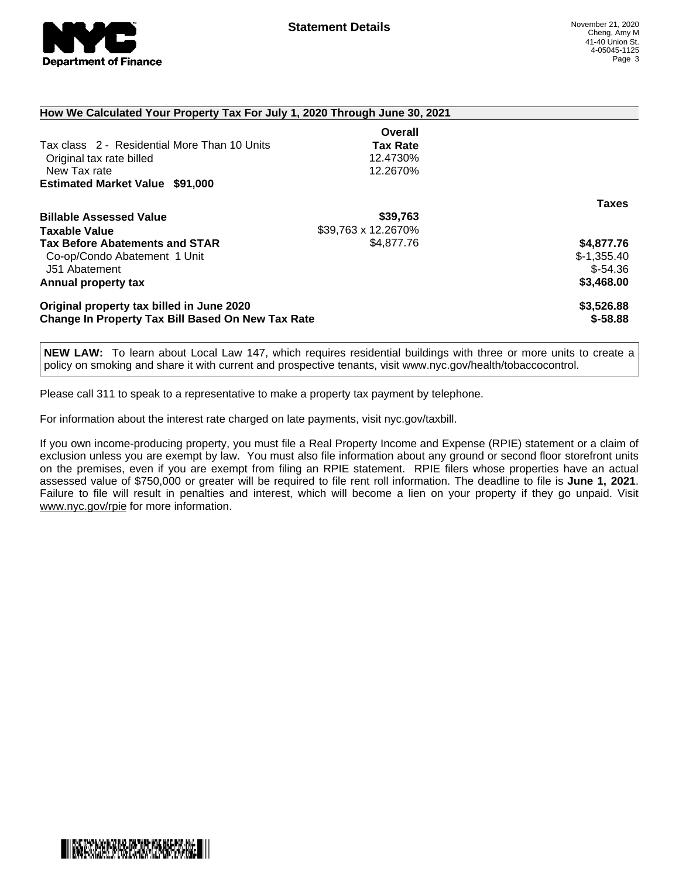## How We Calculated Your Property Tax For July 1, 2020 Through June 30, 2021

| | Overall Tax Rate | Taxes |
|---|---|---|
| Tax class 2 - Residential More Than 10 Units | | |
| Original tax rate billed | 12.4730% | |
| New Tax rate | 12.2670% | |
| **Estimated Market Value $91,000** | | |
| **Billable Assessed Value** | **$39,763** | |
| **Taxable Value** | $39,763 x 12.2670% | |
| **Tax Before Abatements and STAR** | $4,877.76 | **$4,877.76** |
| Co-op/Condo Abatement 1 Unit | | $-1,355.40 |
| J51 Abatement | | $-54.36 |
| **Annual property tax** | | **$3,468.00** |
| **Original property tax billed in June 2020** | | **$3,526.88** |
| **Change In Property Tax Bill Based On New Tax Rate** | | **$-58.88** |

**NEW LAW:** To learn about Local Law 147, which requires residential buildings with three or more units to create a policy on smoking and share it with current and prospective tenants, visit www.nyc.gov/health/tobaccocontrol.

Please call 311 to speak to a representative to make a property tax payment by telephone.

For information about the interest rate charged on late payments, visit nyc.gov/taxbill.

If you own income-producing property, you must file a Real Property Income and Expense (RPIE) statement or a claim of exclusion unless you are exempt by law. You must also file information about any ground or second floor storefront units on the premises, even if you are exempt from filing an RPIE statement. RPIE filers whose properties have an actual assessed value of $750,000 or greater will be required to file rent roll information. The deadline to file is **June 1, 2021**. Failure to file will result in penalties and interest, which will become a lien on your property if they go unpaid. Visit www.nyc.gov/rpie for more information.